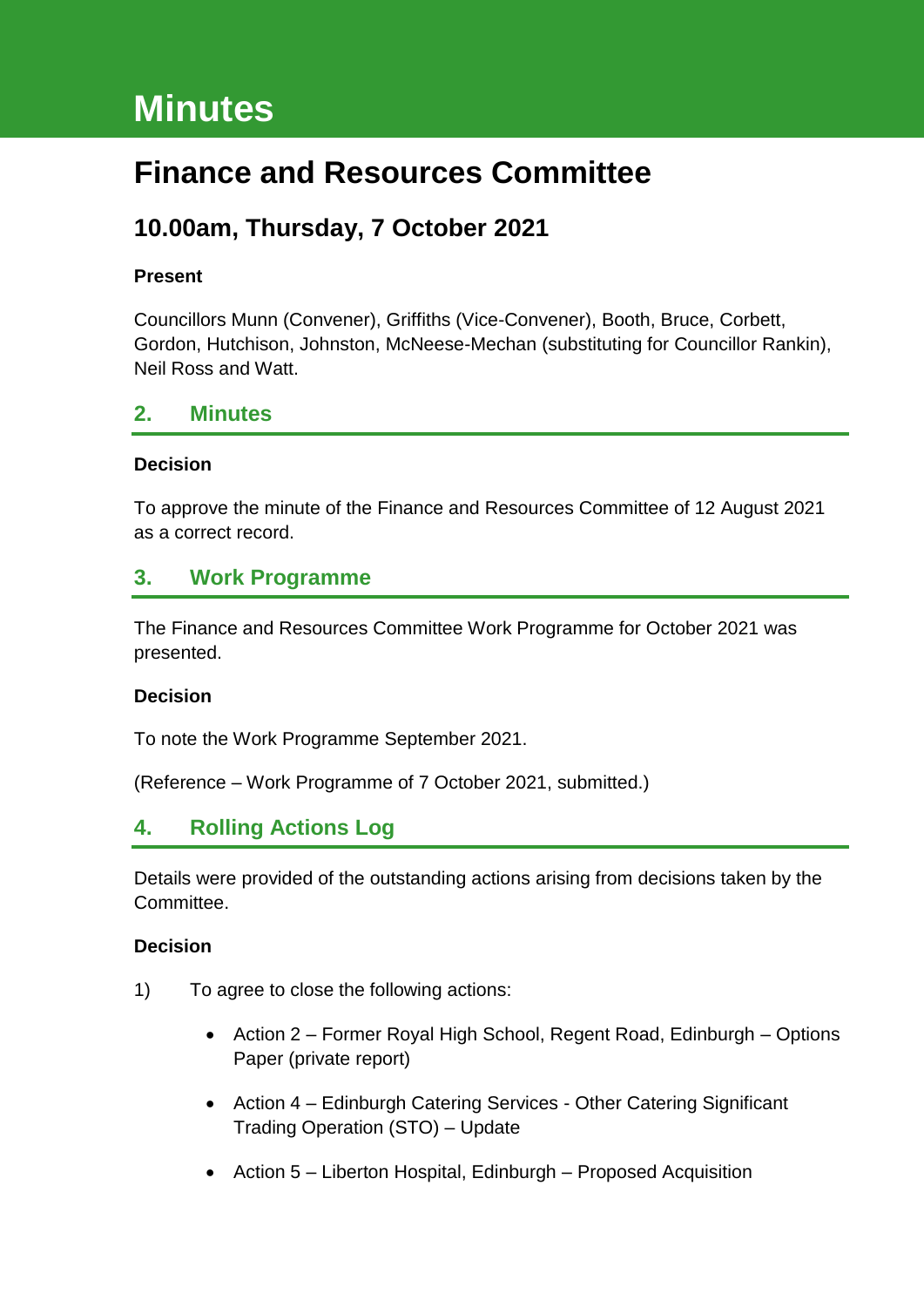# Minutes

## Finance and Resources Committee

### 10.00am, Thursday, 7 October 2021

**Present**

Councillors Munn (Convener), Griffiths (Vice-Convener), Booth, Bruce, Corbett, Gordon, Hutchison, Johnston, McNeese-Mechan (substituting for Councillor Rankin), Neil Ross and Watt.

## 2. Minutes

**Decision**

To approve the minute of the Finance and Resources Committee of 12 August 2021 as a correct record.

## 3. Work Programme

The Finance and Resources Committee Work Programme for October 2021 was presented.

**Decision**

To note the Work Programme September 2021.

(Reference – Work Programme of 7 October 2021, submitted.)

## 4. Rolling Actions Log

Details were provided of the outstanding actions arising from decisions taken by the Committee.

**Decision**

1) To agree to close the following actions:

- Action 2 – Former Royal High School, Regent Road, Edinburgh – Options Paper (private report)
- Action 4 – Edinburgh Catering Services - Other Catering Significant Trading Operation (STO) – Update
- Action 5 – Liberton Hospital, Edinburgh – Proposed Acquisition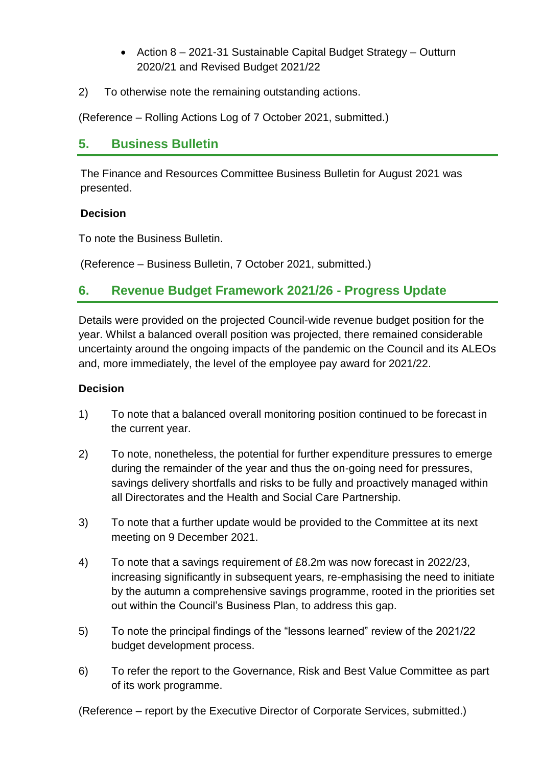- Action 8 – 2021-31 Sustainable Capital Budget Strategy – Outturn 2020/21 and Revised Budget 2021/22

2) To otherwise note the remaining outstanding actions.

(Reference – Rolling Actions Log of 7 October 2021, submitted.)

## 5. Business Bulletin

The Finance and Resources Committee Business Bulletin for August 2021 was presented.

**Decision**

To note the Business Bulletin.

(Reference – Business Bulletin, 7 October 2021, submitted.)

## 6. Revenue Budget Framework 2021/26 - Progress Update

Details were provided on the projected Council-wide revenue budget position for the year. Whilst a balanced overall position was projected, there remained considerable uncertainty around the ongoing impacts of the pandemic on the Council and its ALEOs and, more immediately, the level of the employee pay award for 2021/22.

**Decision**

1) To note that a balanced overall monitoring position continued to be forecast in the current year.

2) To note, nonetheless, the potential for further expenditure pressures to emerge during the remainder of the year and thus the on-going need for pressures, savings delivery shortfalls and risks to be fully and proactively managed within all Directorates and the Health and Social Care Partnership.

3) To note that a further update would be provided to the Committee at its next meeting on 9 December 2021.

4) To note that a savings requirement of £8.2m was now forecast in 2022/23, increasing significantly in subsequent years, re-emphasising the need to initiate by the autumn a comprehensive savings programme, rooted in the priorities set out within the Council's Business Plan, to address this gap.

5) To note the principal findings of the "lessons learned" review of the 2021/22 budget development process.

6) To refer the report to the Governance, Risk and Best Value Committee as part of its work programme.

(Reference – report by the Executive Director of Corporate Services, submitted.)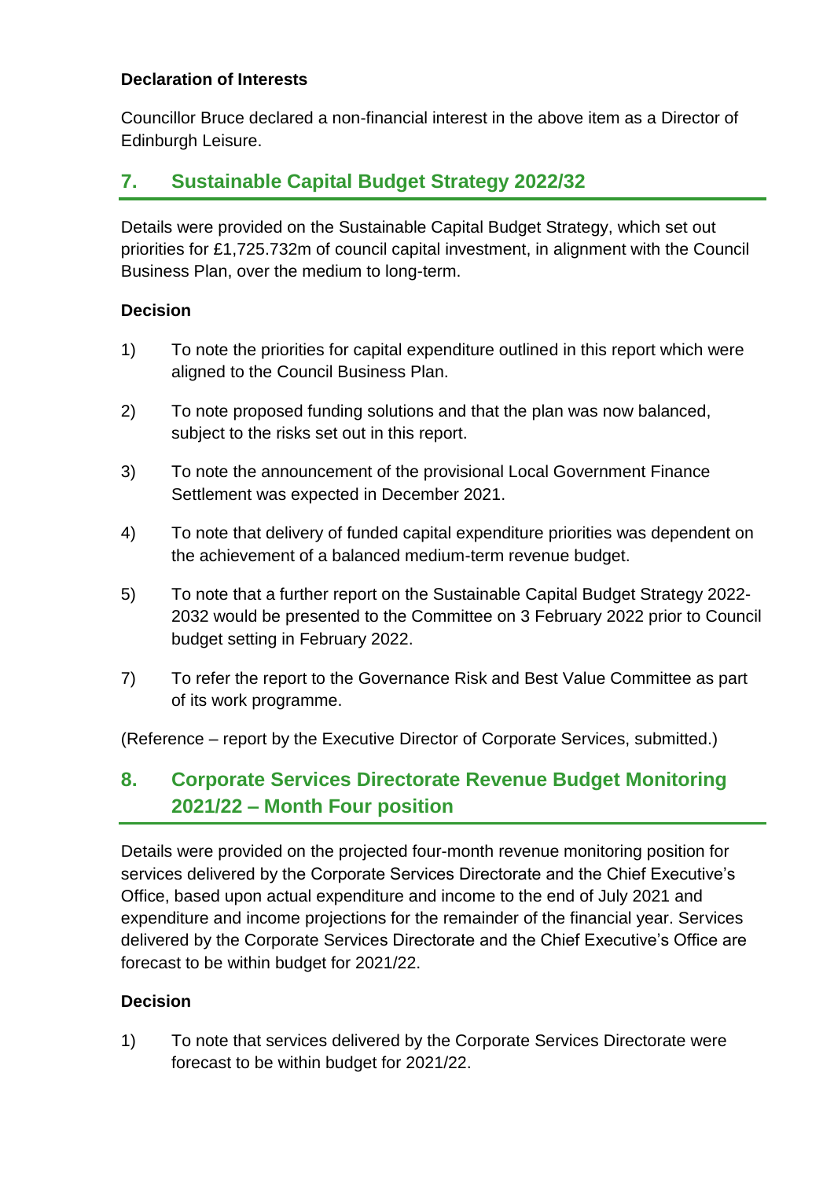**Declaration of Interests**

Councillor Bruce declared a non-financial interest in the above item as a Director of Edinburgh Leisure.

## 7. Sustainable Capital Budget Strategy 2022/32

Details were provided on the Sustainable Capital Budget Strategy, which set out priorities for £1,725.732m of council capital investment, in alignment with the Council Business Plan, over the medium to long-term.

**Decision**

1) To note the priorities for capital expenditure outlined in this report which were aligned to the Council Business Plan.

2) To note proposed funding solutions and that the plan was now balanced, subject to the risks set out in this report.

3) To note the announcement of the provisional Local Government Finance Settlement was expected in December 2021.

4) To note that delivery of funded capital expenditure priorities was dependent on the achievement of a balanced medium-term revenue budget.

5) To note that a further report on the Sustainable Capital Budget Strategy 2022-2032 would be presented to the Committee on 3 February 2022 prior to Council budget setting in February 2022.

7) To refer the report to the Governance Risk and Best Value Committee as part of its work programme.

(Reference – report by the Executive Director of Corporate Services, submitted.)

## 8. Corporate Services Directorate Revenue Budget Monitoring 2021/22 – Month Four position

Details were provided on the projected four-month revenue monitoring position for services delivered by the Corporate Services Directorate and the Chief Executive's Office, based upon actual expenditure and income to the end of July 2021 and expenditure and income projections for the remainder of the financial year. Services delivered by the Corporate Services Directorate and the Chief Executive's Office are forecast to be within budget for 2021/22.

**Decision**

1) To note that services delivered by the Corporate Services Directorate were forecast to be within budget for 2021/22.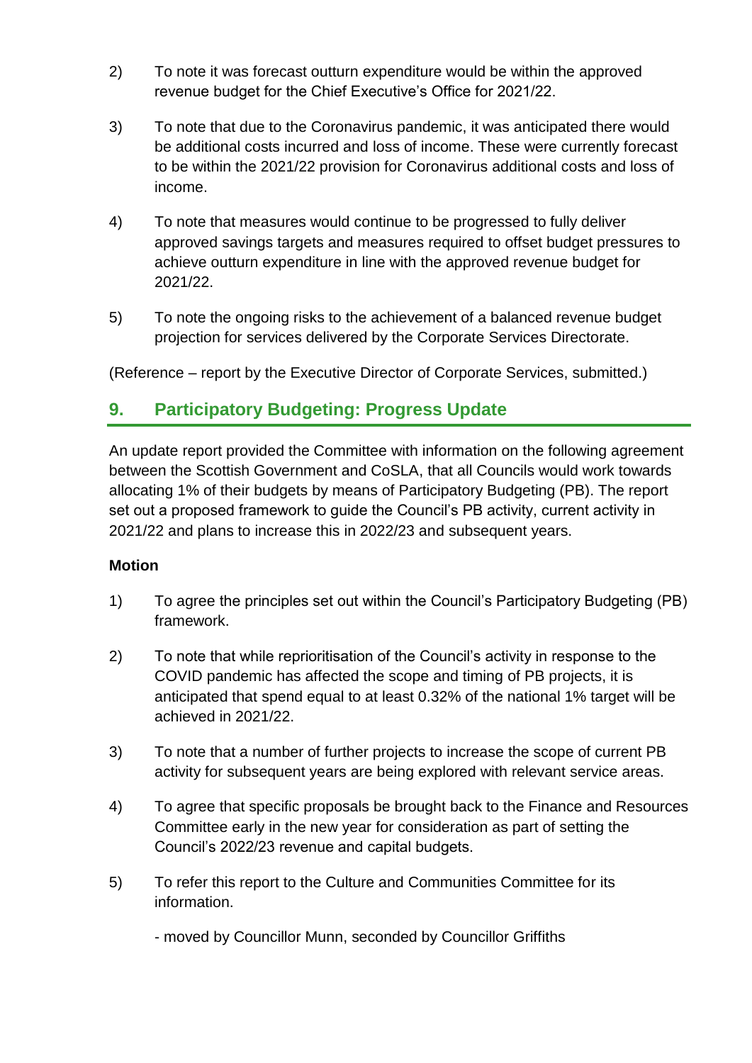2) To note it was forecast outturn expenditure would be within the approved revenue budget for the Chief Executive's Office for 2021/22.

3) To note that due to the Coronavirus pandemic, it was anticipated there would be additional costs incurred and loss of income. These were currently forecast to be within the 2021/22 provision for Coronavirus additional costs and loss of income.

4) To note that measures would continue to be progressed to fully deliver approved savings targets and measures required to offset budget pressures to achieve outturn expenditure in line with the approved revenue budget for 2021/22.

5) To note the ongoing risks to the achievement of a balanced revenue budget projection for services delivered by the Corporate Services Directorate.

(Reference – report by the Executive Director of Corporate Services, submitted.)

## 9. Participatory Budgeting: Progress Update

An update report provided the Committee with information on the following agreement between the Scottish Government and CoSLA, that all Councils would work towards allocating 1% of their budgets by means of Participatory Budgeting (PB). The report set out a proposed framework to guide the Council's PB activity, current activity in 2021/22 and plans to increase this in 2022/23 and subsequent years.

**Motion**

1) To agree the principles set out within the Council's Participatory Budgeting (PB) framework.

2) To note that while reprioritisation of the Council's activity in response to the COVID pandemic has affected the scope and timing of PB projects, it is anticipated that spend equal to at least 0.32% of the national 1% target will be achieved in 2021/22.

3) To note that a number of further projects to increase the scope of current PB activity for subsequent years are being explored with relevant service areas.

4) To agree that specific proposals be brought back to the Finance and Resources Committee early in the new year for consideration as part of setting the Council's 2022/23 revenue and capital budgets.

5) To refer this report to the Culture and Communities Committee for its information.

- moved by Councillor Munn, seconded by Councillor Griffiths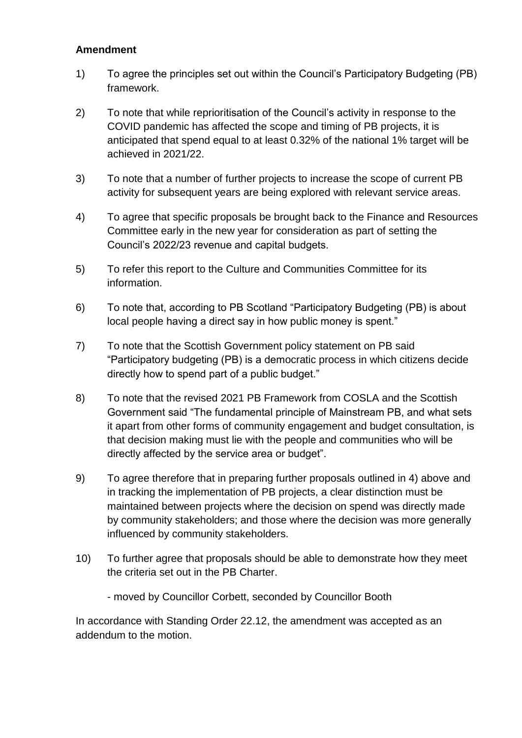**Amendment**

1) To agree the principles set out within the Council's Participatory Budgeting (PB) framework.

2) To note that while reprioritisation of the Council's activity in response to the COVID pandemic has affected the scope and timing of PB projects, it is anticipated that spend equal to at least 0.32% of the national 1% target will be achieved in 2021/22.

3) To note that a number of further projects to increase the scope of current PB activity for subsequent years are being explored with relevant service areas.

4) To agree that specific proposals be brought back to the Finance and Resources Committee early in the new year for consideration as part of setting the Council's 2022/23 revenue and capital budgets.

5) To refer this report to the Culture and Communities Committee for its information.

6) To note that, according to PB Scotland "Participatory Budgeting (PB) is about local people having a direct say in how public money is spent."

7) To note that the Scottish Government policy statement on PB said "Participatory budgeting (PB) is a democratic process in which citizens decide directly how to spend part of a public budget."

8) To note that the revised 2021 PB Framework from COSLA and the Scottish Government said "The fundamental principle of Mainstream PB, and what sets it apart from other forms of community engagement and budget consultation, is that decision making must lie with the people and communities who will be directly affected by the service area or budget".

9) To agree therefore that in preparing further proposals outlined in 4) above and in tracking the implementation of PB projects, a clear distinction must be maintained between projects where the decision on spend was directly made by community stakeholders; and those where the decision was more generally influenced by community stakeholders.

10) To further agree that proposals should be able to demonstrate how they meet the criteria set out in the PB Charter.

- moved by Councillor Corbett, seconded by Councillor Booth

In accordance with Standing Order 22.12, the amendment was accepted as an addendum to the motion.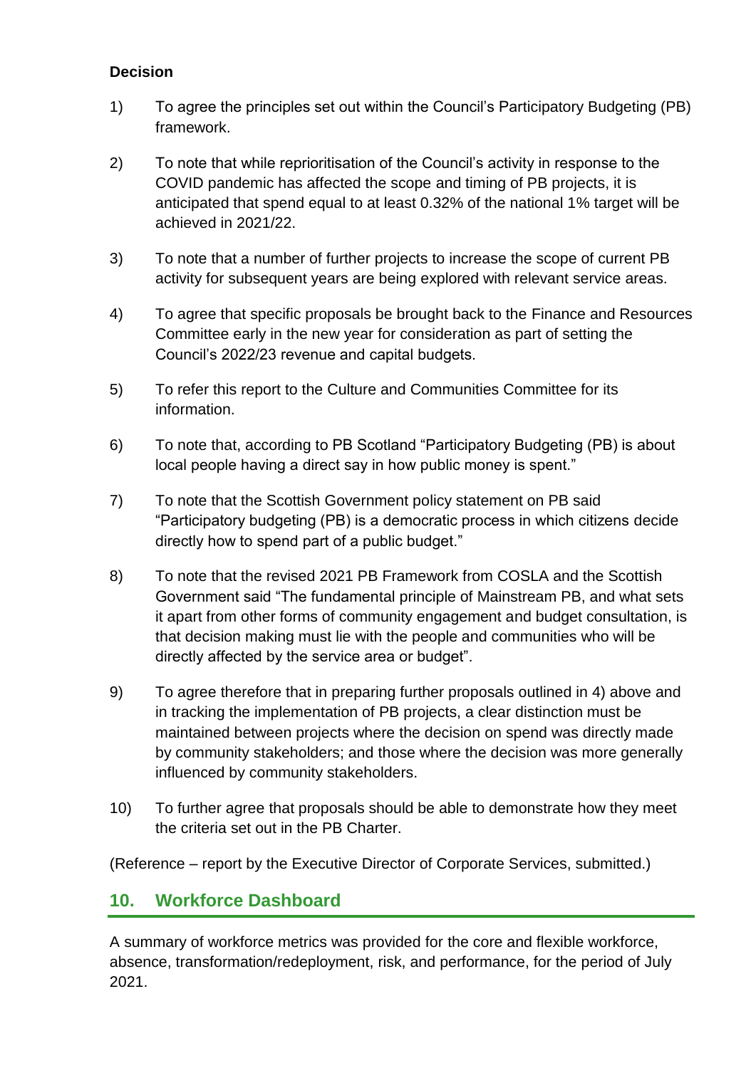**Decision**

1) To agree the principles set out within the Council's Participatory Budgeting (PB) framework.

2) To note that while reprioritisation of the Council's activity in response to the COVID pandemic has affected the scope and timing of PB projects, it is anticipated that spend equal to at least 0.32% of the national 1% target will be achieved in 2021/22.

3) To note that a number of further projects to increase the scope of current PB activity for subsequent years are being explored with relevant service areas.

4) To agree that specific proposals be brought back to the Finance and Resources Committee early in the new year for consideration as part of setting the Council's 2022/23 revenue and capital budgets.

5) To refer this report to the Culture and Communities Committee for its information.

6) To note that, according to PB Scotland "Participatory Budgeting (PB) is about local people having a direct say in how public money is spent."

7) To note that the Scottish Government policy statement on PB said "Participatory budgeting (PB) is a democratic process in which citizens decide directly how to spend part of a public budget."

8) To note that the revised 2021 PB Framework from COSLA and the Scottish Government said "The fundamental principle of Mainstream PB, and what sets it apart from other forms of community engagement and budget consultation, is that decision making must lie with the people and communities who will be directly affected by the service area or budget".

9) To agree therefore that in preparing further proposals outlined in 4) above and in tracking the implementation of PB projects, a clear distinction must be maintained between projects where the decision on spend was directly made by community stakeholders; and those where the decision was more generally influenced by community stakeholders.

10) To further agree that proposals should be able to demonstrate how they meet the criteria set out in the PB Charter.

(Reference – report by the Executive Director of Corporate Services, submitted.)

## 10. Workforce Dashboard

A summary of workforce metrics was provided for the core and flexible workforce, absence, transformation/redeployment, risk, and performance, for the period of July 2021.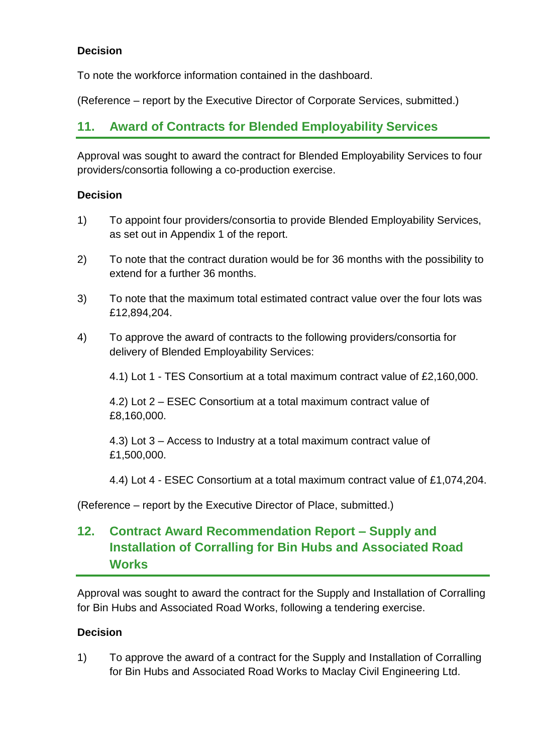**Decision**

To note the workforce information contained in the dashboard.

(Reference – report by the Executive Director of Corporate Services, submitted.)

## 11. Award of Contracts for Blended Employability Services

Approval was sought to award the contract for Blended Employability Services to four providers/consortia following a co-production exercise.

**Decision**

1) To appoint four providers/consortia to provide Blended Employability Services, as set out in Appendix 1 of the report.

2) To note that the contract duration would be for 36 months with the possibility to extend for a further 36 months.

3) To note that the maximum total estimated contract value over the four lots was £12,894,204.

4) To approve the award of contracts to the following providers/consortia for delivery of Blended Employability Services:

   4.1) Lot 1 - TES Consortium at a total maximum contract value of £2,160,000.

   4.2) Lot 2 – ESEC Consortium at a total maximum contract value of £8,160,000.

   4.3) Lot 3 – Access to Industry at a total maximum contract value of £1,500,000.

   4.4) Lot 4 - ESEC Consortium at a total maximum contract value of £1,074,204.

(Reference – report by the Executive Director of Place, submitted.)

## 12. Contract Award Recommendation Report – Supply and Installation of Corralling for Bin Hubs and Associated Road Works

Approval was sought to award the contract for the Supply and Installation of Corralling for Bin Hubs and Associated Road Works, following a tendering exercise.

**Decision**

1) To approve the award of a contract for the Supply and Installation of Corralling for Bin Hubs and Associated Road Works to Maclay Civil Engineering Ltd.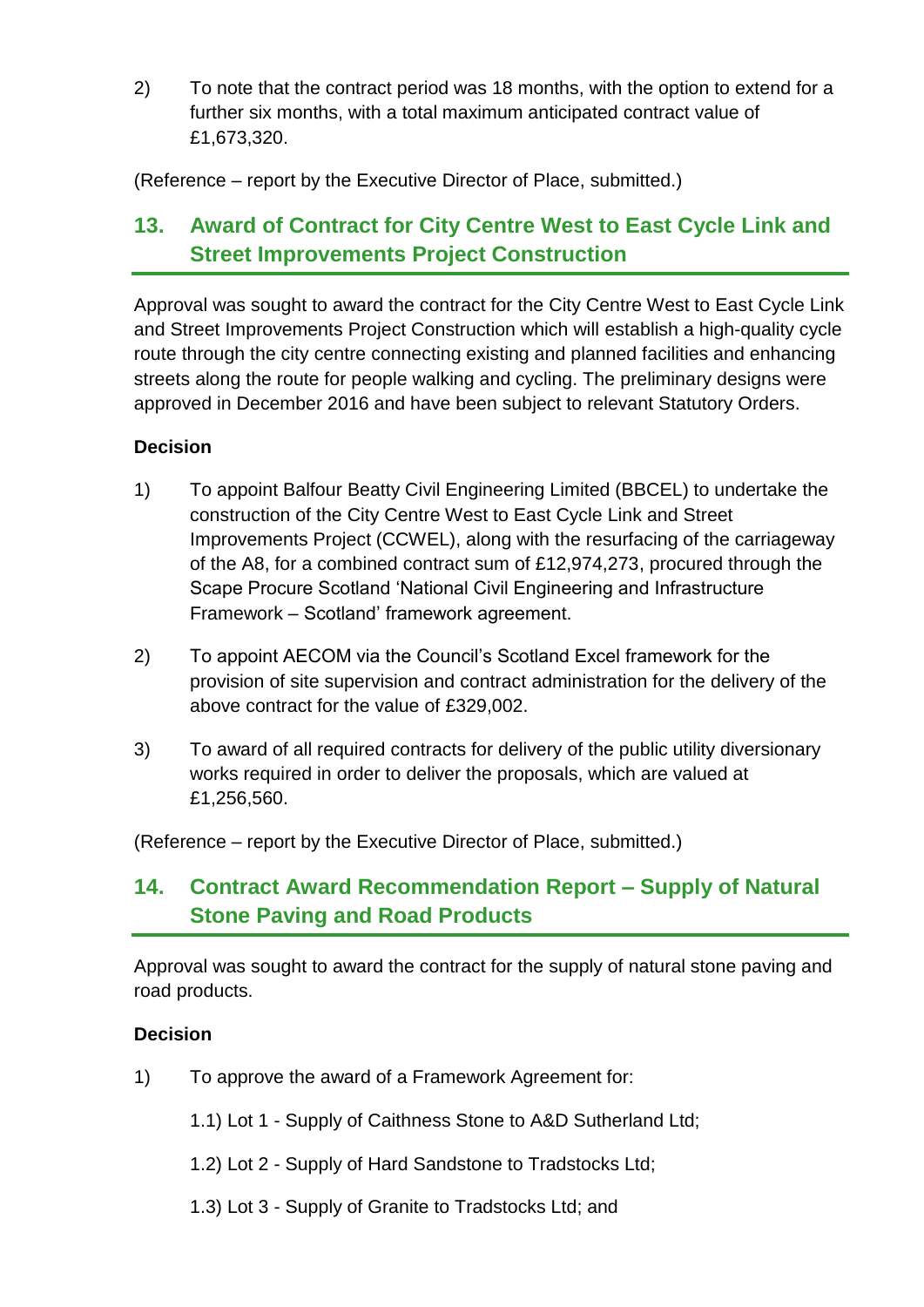2) To note that the contract period was 18 months, with the option to extend for a further six months, with a total maximum anticipated contract value of £1,673,320.

(Reference – report by the Executive Director of Place, submitted.)

## 13. Award of Contract for City Centre West to East Cycle Link and Street Improvements Project Construction

Approval was sought to award the contract for the City Centre West to East Cycle Link and Street Improvements Project Construction which will establish a high-quality cycle route through the city centre connecting existing and planned facilities and enhancing streets along the route for people walking and cycling. The preliminary designs were approved in December 2016 and have been subject to relevant Statutory Orders.

**Decision**

1) To appoint Balfour Beatty Civil Engineering Limited (BBCEL) to undertake the construction of the City Centre West to East Cycle Link and Street Improvements Project (CCWEL), along with the resurfacing of the carriageway of the A8, for a combined contract sum of £12,974,273, procured through the Scape Procure Scotland 'National Civil Engineering and Infrastructure Framework – Scotland' framework agreement.

2) To appoint AECOM via the Council's Scotland Excel framework for the provision of site supervision and contract administration for the delivery of the above contract for the value of £329,002.

3) To award of all required contracts for delivery of the public utility diversionary works required in order to deliver the proposals, which are valued at £1,256,560.

(Reference – report by the Executive Director of Place, submitted.)

## 14. Contract Award Recommendation Report – Supply of Natural Stone Paving and Road Products

Approval was sought to award the contract for the supply of natural stone paving and road products.

**Decision**

1) To approve the award of a Framework Agreement for:

   1.1) Lot 1 - Supply of Caithness Stone to A&D Sutherland Ltd;

   1.2) Lot 2 - Supply of Hard Sandstone to Tradstocks Ltd;

   1.3) Lot 3 - Supply of Granite to Tradstocks Ltd; and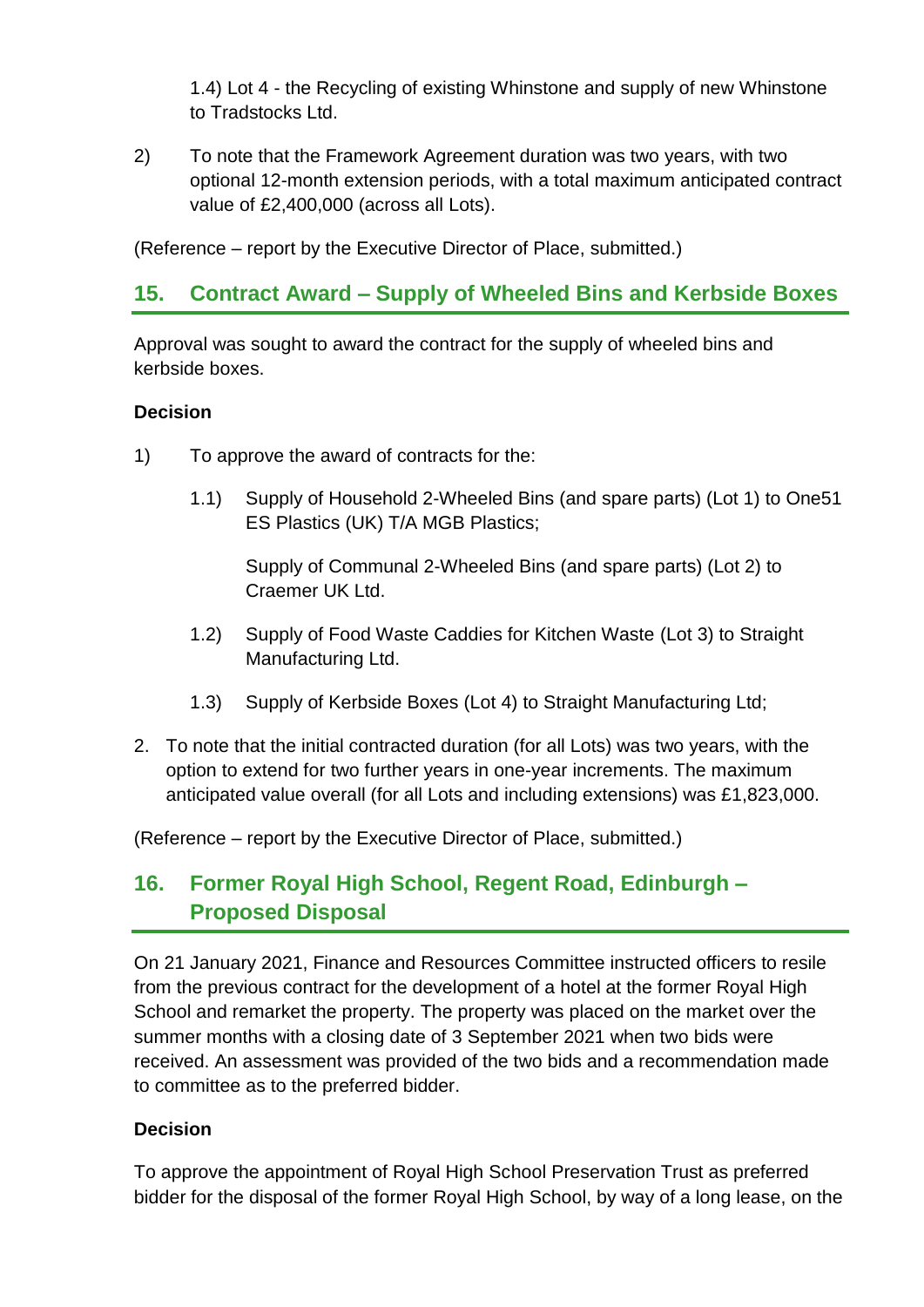1.4) Lot 4 - the Recycling of existing Whinstone and supply of new Whinstone to Tradstocks Ltd.

2) To note that the Framework Agreement duration was two years, with two optional 12-month extension periods, with a total maximum anticipated contract value of £2,400,000 (across all Lots).

(Reference – report by the Executive Director of Place, submitted.)

## 15. Contract Award – Supply of Wheeled Bins and Kerbside Boxes

Approval was sought to award the contract for the supply of wheeled bins and kerbside boxes.

**Decision**

1) To approve the award of contracts for the:

   1.1) Supply of Household 2-Wheeled Bins (and spare parts) (Lot 1) to One51 ES Plastics (UK) T/A MGB Plastics;

   Supply of Communal 2-Wheeled Bins (and spare parts) (Lot 2) to Craemer UK Ltd.

   1.2) Supply of Food Waste Caddies for Kitchen Waste (Lot 3) to Straight Manufacturing Ltd.

   1.3) Supply of Kerbside Boxes (Lot 4) to Straight Manufacturing Ltd;

2. To note that the initial contracted duration (for all Lots) was two years, with the option to extend for two further years in one-year increments. The maximum anticipated value overall (for all Lots and including extensions) was £1,823,000.

(Reference – report by the Executive Director of Place, submitted.)

## 16. Former Royal High School, Regent Road, Edinburgh – Proposed Disposal

On 21 January 2021, Finance and Resources Committee instructed officers to resile from the previous contract for the development of a hotel at the former Royal High School and remarket the property. The property was placed on the market over the summer months with a closing date of 3 September 2021 when two bids were received. An assessment was provided of the two bids and a recommendation made to committee as to the preferred bidder.

**Decision**

To approve the appointment of Royal High School Preservation Trust as preferred bidder for the disposal of the former Royal High School, by way of a long lease, on the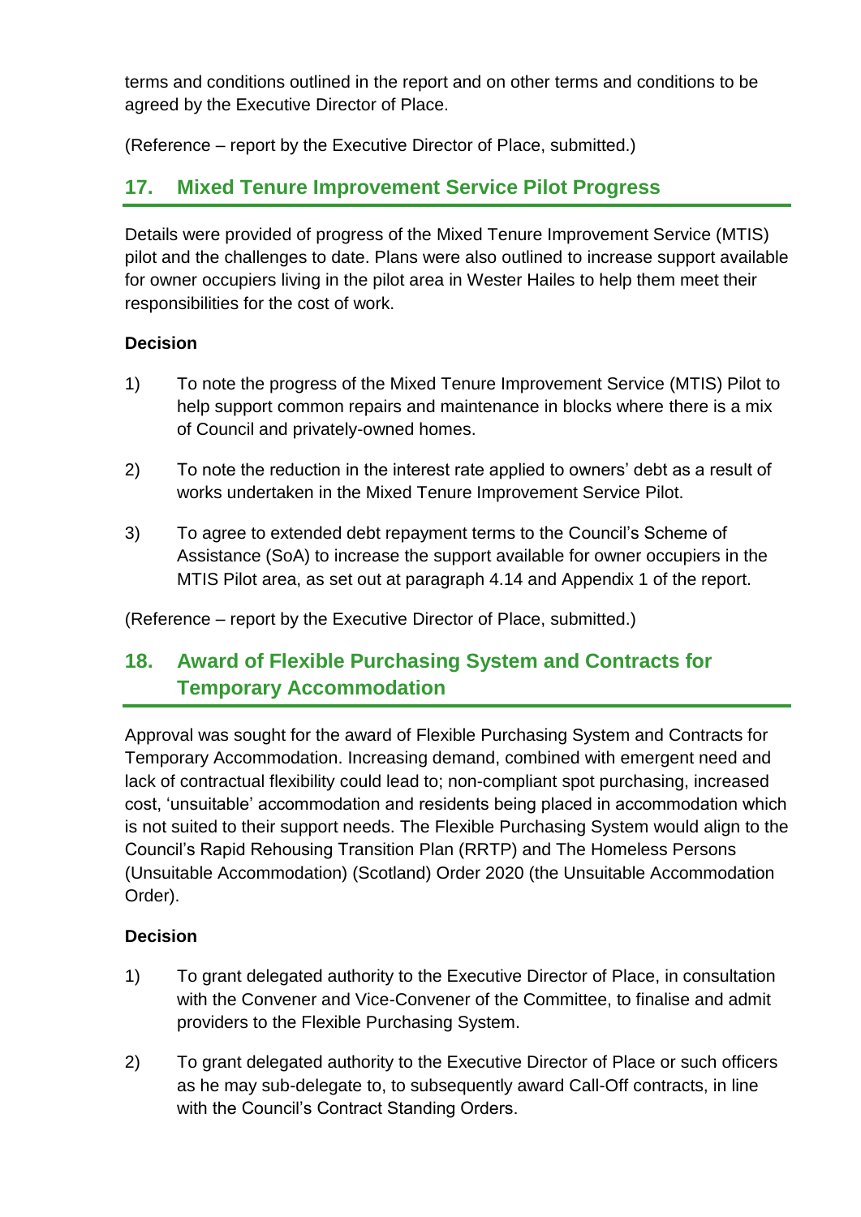terms and conditions outlined in the report and on other terms and conditions to be agreed by the Executive Director of Place.

(Reference – report by the Executive Director of Place, submitted.)

## 17. Mixed Tenure Improvement Service Pilot Progress

Details were provided of progress of the Mixed Tenure Improvement Service (MTIS) pilot and the challenges to date. Plans were also outlined to increase support available for owner occupiers living in the pilot area in Wester Hailes to help them meet their responsibilities for the cost of work.

**Decision**

1) To note the progress of the Mixed Tenure Improvement Service (MTIS) Pilot to help support common repairs and maintenance in blocks where there is a mix of Council and privately-owned homes.

2) To note the reduction in the interest rate applied to owners' debt as a result of works undertaken in the Mixed Tenure Improvement Service Pilot.

3) To agree to extended debt repayment terms to the Council's Scheme of Assistance (SoA) to increase the support available for owner occupiers in the MTIS Pilot area, as set out at paragraph 4.14 and Appendix 1 of the report.

(Reference – report by the Executive Director of Place, submitted.)

## 18. Award of Flexible Purchasing System and Contracts for Temporary Accommodation

Approval was sought for the award of Flexible Purchasing System and Contracts for Temporary Accommodation. Increasing demand, combined with emergent need and lack of contractual flexibility could lead to; non-compliant spot purchasing, increased cost, 'unsuitable' accommodation and residents being placed in accommodation which is not suited to their support needs. The Flexible Purchasing System would align to the Council's Rapid Rehousing Transition Plan (RRTP) and The Homeless Persons (Unsuitable Accommodation) (Scotland) Order 2020 (the Unsuitable Accommodation Order).

**Decision**

1) To grant delegated authority to the Executive Director of Place, in consultation with the Convener and Vice-Convener of the Committee, to finalise and admit providers to the Flexible Purchasing System.

2) To grant delegated authority to the Executive Director of Place or such officers as he may sub-delegate to, to subsequently award Call-Off contracts, in line with the Council's Contract Standing Orders.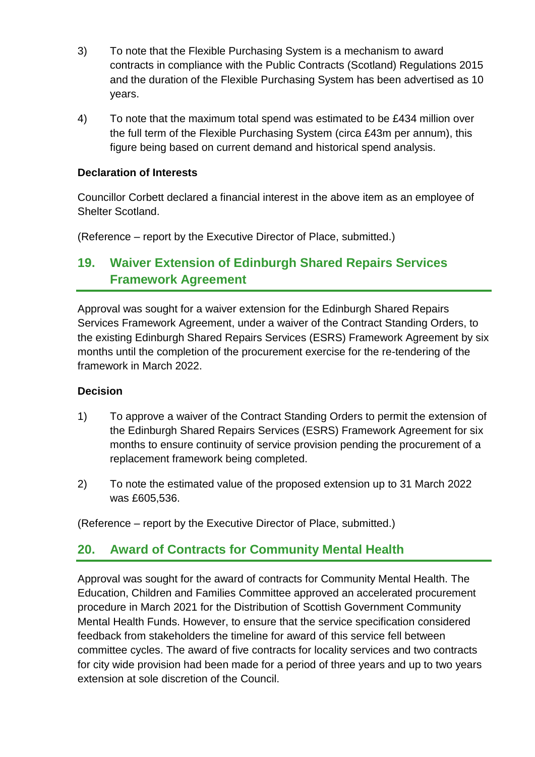3) To note that the Flexible Purchasing System is a mechanism to award contracts in compliance with the Public Contracts (Scotland) Regulations 2015 and the duration of the Flexible Purchasing System has been advertised as 10 years.

4) To note that the maximum total spend was estimated to be £434 million over the full term of the Flexible Purchasing System (circa £43m per annum), this figure being based on current demand and historical spend analysis.

**Declaration of Interests**

Councillor Corbett declared a financial interest in the above item as an employee of Shelter Scotland.

(Reference – report by the Executive Director of Place, submitted.)

## 19. Waiver Extension of Edinburgh Shared Repairs Services Framework Agreement

Approval was sought for a waiver extension for the Edinburgh Shared Repairs Services Framework Agreement, under a waiver of the Contract Standing Orders, to the existing Edinburgh Shared Repairs Services (ESRS) Framework Agreement by six months until the completion of the procurement exercise for the re-tendering of the framework in March 2022.

**Decision**

1) To approve a waiver of the Contract Standing Orders to permit the extension of the Edinburgh Shared Repairs Services (ESRS) Framework Agreement for six months to ensure continuity of service provision pending the procurement of a replacement framework being completed.

2) To note the estimated value of the proposed extension up to 31 March 2022 was £605,536.

(Reference – report by the Executive Director of Place, submitted.)

## 20. Award of Contracts for Community Mental Health

Approval was sought for the award of contracts for Community Mental Health. The Education, Children and Families Committee approved an accelerated procurement procedure in March 2021 for the Distribution of Scottish Government Community Mental Health Funds. However, to ensure that the service specification considered feedback from stakeholders the timeline for award of this service fell between committee cycles. The award of five contracts for locality services and two contracts for city wide provision had been made for a period of three years and up to two years extension at sole discretion of the Council.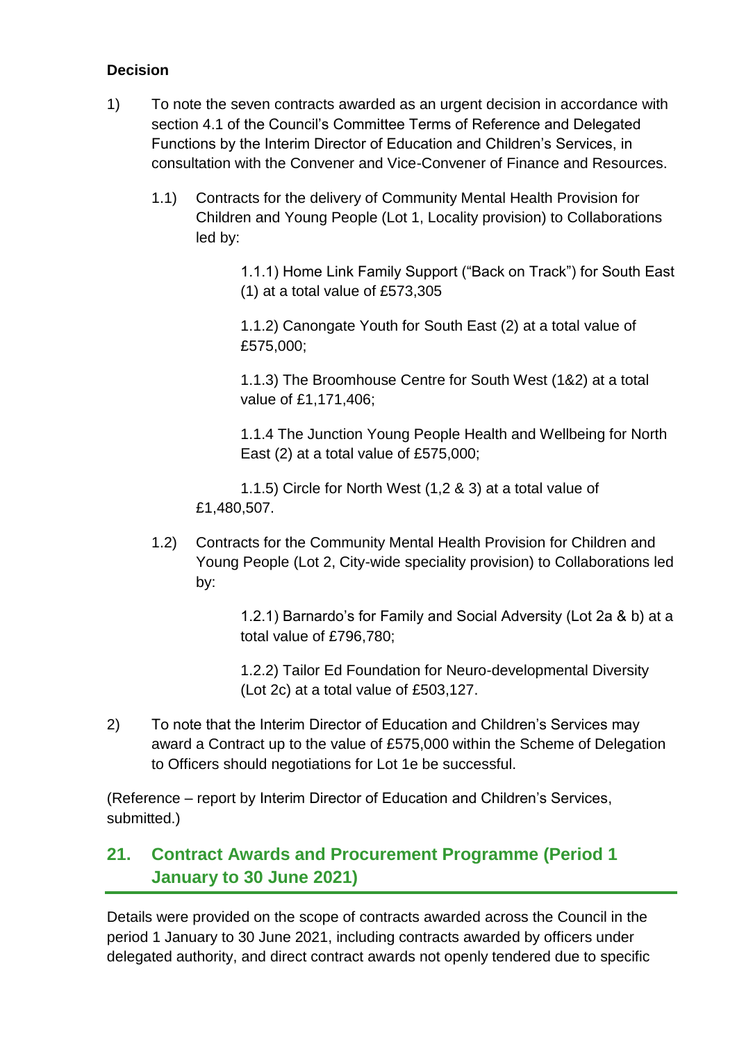**Decision**

1) To note the seven contracts awarded as an urgent decision in accordance with section 4.1 of the Council's Committee Terms of Reference and Delegated Functions by the Interim Director of Education and Children's Services, in consultation with the Convener and Vice-Convener of Finance and Resources.

   1.1) Contracts for the delivery of Community Mental Health Provision for Children and Young People (Lot 1, Locality provision) to Collaborations led by:

      1.1.1) Home Link Family Support ("Back on Track") for South East (1) at a total value of £573,305

      1.1.2) Canongate Youth for South East (2) at a total value of £575,000;

      1.1.3) The Broomhouse Centre for South West (1&2) at a total value of £1,171,406;

      1.1.4 The Junction Young People Health and Wellbeing for North East (2) at a total value of £575,000;

      1.1.5) Circle for North West (1,2 & 3) at a total value of £1,480,507.

   1.2) Contracts for the Community Mental Health Provision for Children and Young People (Lot 2, City-wide speciality provision) to Collaborations led by:

      1.2.1) Barnardo's for Family and Social Adversity (Lot 2a & b) at a total value of £796,780;

      1.2.2) Tailor Ed Foundation for Neuro-developmental Diversity (Lot 2c) at a total value of £503,127.

2) To note that the Interim Director of Education and Children's Services may award a Contract up to the value of £575,000 within the Scheme of Delegation to Officers should negotiations for Lot 1e be successful.

(Reference – report by Interim Director of Education and Children's Services, submitted.)

## 21. Contract Awards and Procurement Programme (Period 1 January to 30 June 2021)

Details were provided on the scope of contracts awarded across the Council in the period 1 January to 30 June 2021, including contracts awarded by officers under delegated authority, and direct contract awards not openly tendered due to specific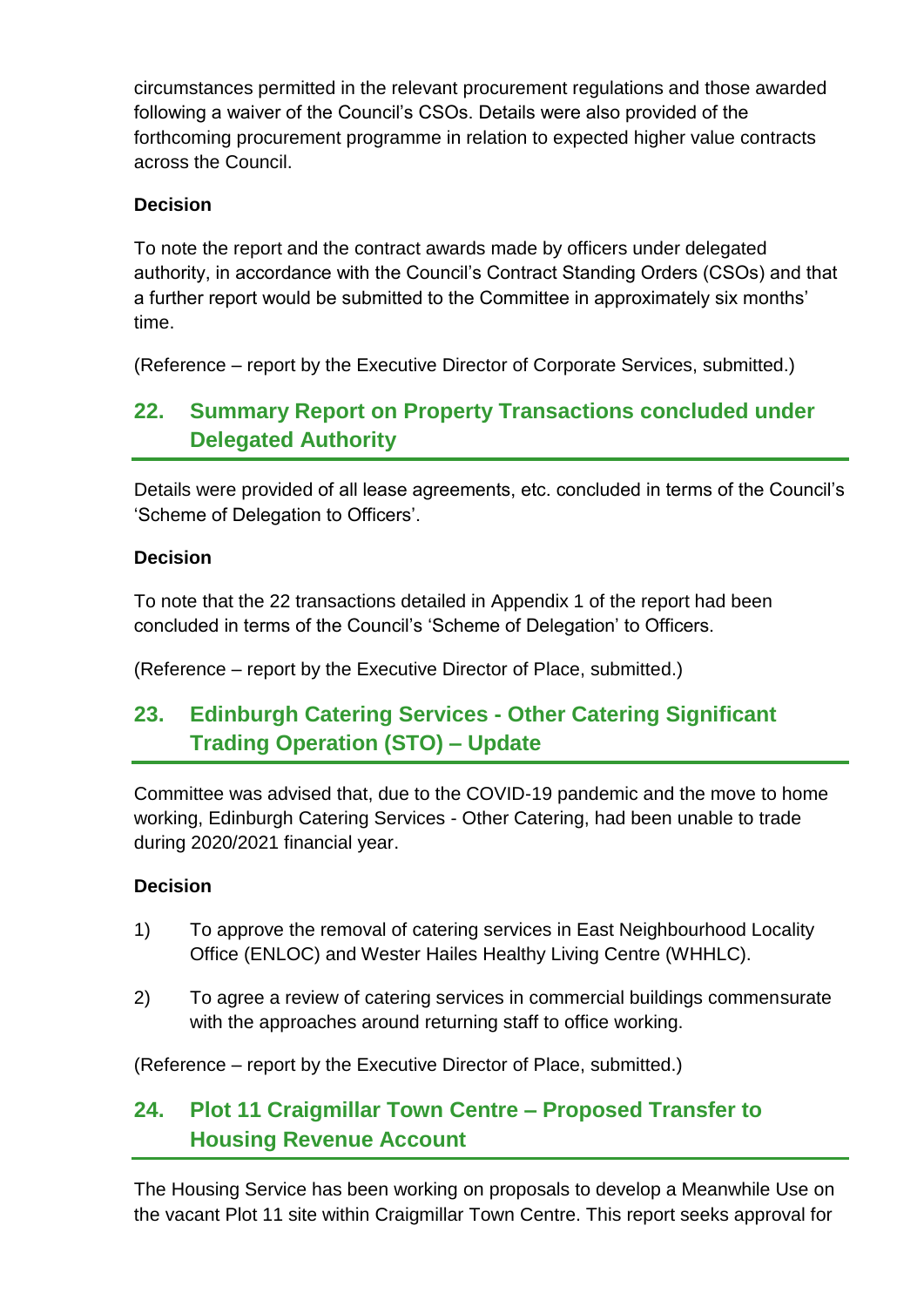circumstances permitted in the relevant procurement regulations and those awarded following a waiver of the Council's CSOs. Details were also provided of the forthcoming procurement programme in relation to expected higher value contracts across the Council.

**Decision**

To note the report and the contract awards made by officers under delegated authority, in accordance with the Council's Contract Standing Orders (CSOs) and that a further report would be submitted to the Committee in approximately six months' time.

(Reference – report by the Executive Director of Corporate Services, submitted.)

## 22. Summary Report on Property Transactions concluded under Delegated Authority

Details were provided of all lease agreements, etc. concluded in terms of the Council's 'Scheme of Delegation to Officers'.

**Decision**

To note that the 22 transactions detailed in Appendix 1 of the report had been concluded in terms of the Council's 'Scheme of Delegation' to Officers.

(Reference – report by the Executive Director of Place, submitted.)

## 23. Edinburgh Catering Services - Other Catering Significant Trading Operation (STO) – Update

Committee was advised that, due to the COVID-19 pandemic and the move to home working, Edinburgh Catering Services - Other Catering, had been unable to trade during 2020/2021 financial year.

**Decision**

1) To approve the removal of catering services in East Neighbourhood Locality Office (ENLOC) and Wester Hailes Healthy Living Centre (WHHLC).

2) To agree a review of catering services in commercial buildings commensurate with the approaches around returning staff to office working.

(Reference – report by the Executive Director of Place, submitted.)

## 24. Plot 11 Craigmillar Town Centre – Proposed Transfer to Housing Revenue Account

The Housing Service has been working on proposals to develop a Meanwhile Use on the vacant Plot 11 site within Craigmillar Town Centre. This report seeks approval for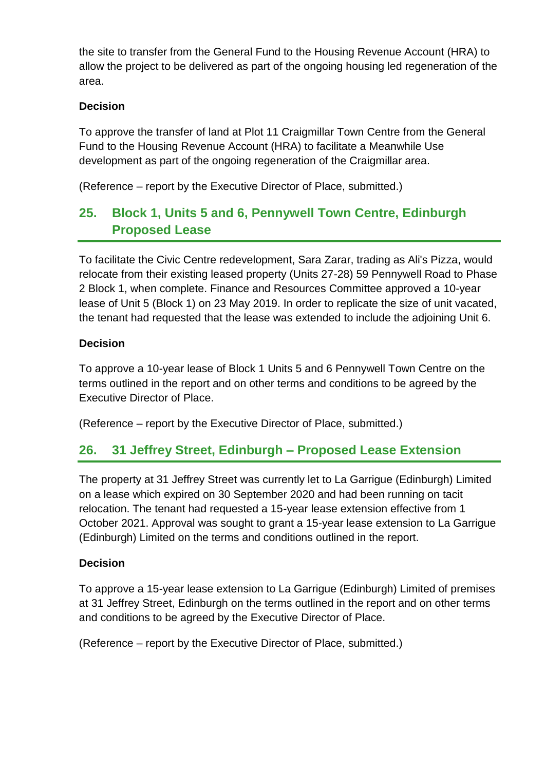the site to transfer from the General Fund to the Housing Revenue Account (HRA) to allow the project to be delivered as part of the ongoing housing led regeneration of the area.

**Decision**

To approve the transfer of land at Plot 11 Craigmillar Town Centre from the General Fund to the Housing Revenue Account (HRA) to facilitate a Meanwhile Use development as part of the ongoing regeneration of the Craigmillar area.

(Reference – report by the Executive Director of Place, submitted.)

## 25. Block 1, Units 5 and 6, Pennywell Town Centre, Edinburgh Proposed Lease

To facilitate the Civic Centre redevelopment, Sara Zarar, trading as Ali's Pizza, would relocate from their existing leased property (Units 27-28) 59 Pennywell Road to Phase 2 Block 1, when complete. Finance and Resources Committee approved a 10-year lease of Unit 5 (Block 1) on 23 May 2019. In order to replicate the size of unit vacated, the tenant had requested that the lease was extended to include the adjoining Unit 6.

**Decision**

To approve a 10-year lease of Block 1 Units 5 and 6 Pennywell Town Centre on the terms outlined in the report and on other terms and conditions to be agreed by the Executive Director of Place.

(Reference – report by the Executive Director of Place, submitted.)

## 26. 31 Jeffrey Street, Edinburgh – Proposed Lease Extension

The property at 31 Jeffrey Street was currently let to La Garrigue (Edinburgh) Limited on a lease which expired on 30 September 2020 and had been running on tacit relocation. The tenant had requested a 15-year lease extension effective from 1 October 2021. Approval was sought to grant a 15-year lease extension to La Garrigue (Edinburgh) Limited on the terms and conditions outlined in the report.

**Decision**

To approve a 15-year lease extension to La Garrigue (Edinburgh) Limited of premises at 31 Jeffrey Street, Edinburgh on the terms outlined in the report and on other terms and conditions to be agreed by the Executive Director of Place.

(Reference – report by the Executive Director of Place, submitted.)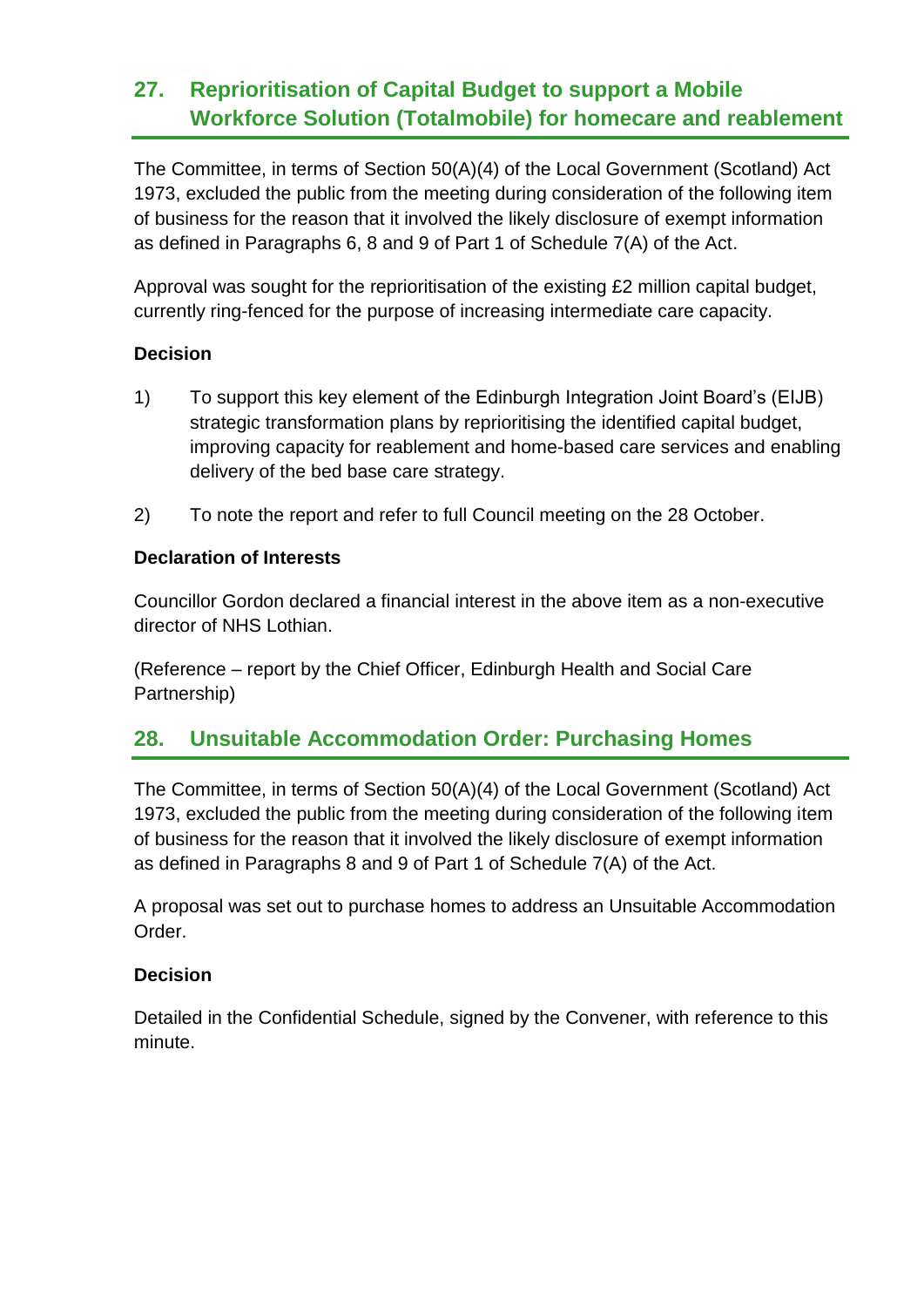## 27. Reprioritisation of Capital Budget to support a Mobile Workforce Solution (Totalmobile) for homecare and reablement

The Committee, in terms of Section 50(A)(4) of the Local Government (Scotland) Act 1973, excluded the public from the meeting during consideration of the following item of business for the reason that it involved the likely disclosure of exempt information as defined in Paragraphs 6, 8 and 9 of Part 1 of Schedule 7(A) of the Act.

Approval was sought for the reprioritisation of the existing £2 million capital budget, currently ring-fenced for the purpose of increasing intermediate care capacity.

**Decision**

1) To support this key element of the Edinburgh Integration Joint Board's (EIJB) strategic transformation plans by reprioritising the identified capital budget, improving capacity for reablement and home-based care services and enabling delivery of the bed base care strategy.

2) To note the report and refer to full Council meeting on the 28 October.

**Declaration of Interests**

Councillor Gordon declared a financial interest in the above item as a non-executive director of NHS Lothian.

(Reference – report by the Chief Officer, Edinburgh Health and Social Care Partnership)

## 28. Unsuitable Accommodation Order: Purchasing Homes

The Committee, in terms of Section 50(A)(4) of the Local Government (Scotland) Act 1973, excluded the public from the meeting during consideration of the following item of business for the reason that it involved the likely disclosure of exempt information as defined in Paragraphs 8 and 9 of Part 1 of Schedule 7(A) of the Act.

A proposal was set out to purchase homes to address an Unsuitable Accommodation Order.

**Decision**

Detailed in the Confidential Schedule, signed by the Convener, with reference to this minute.